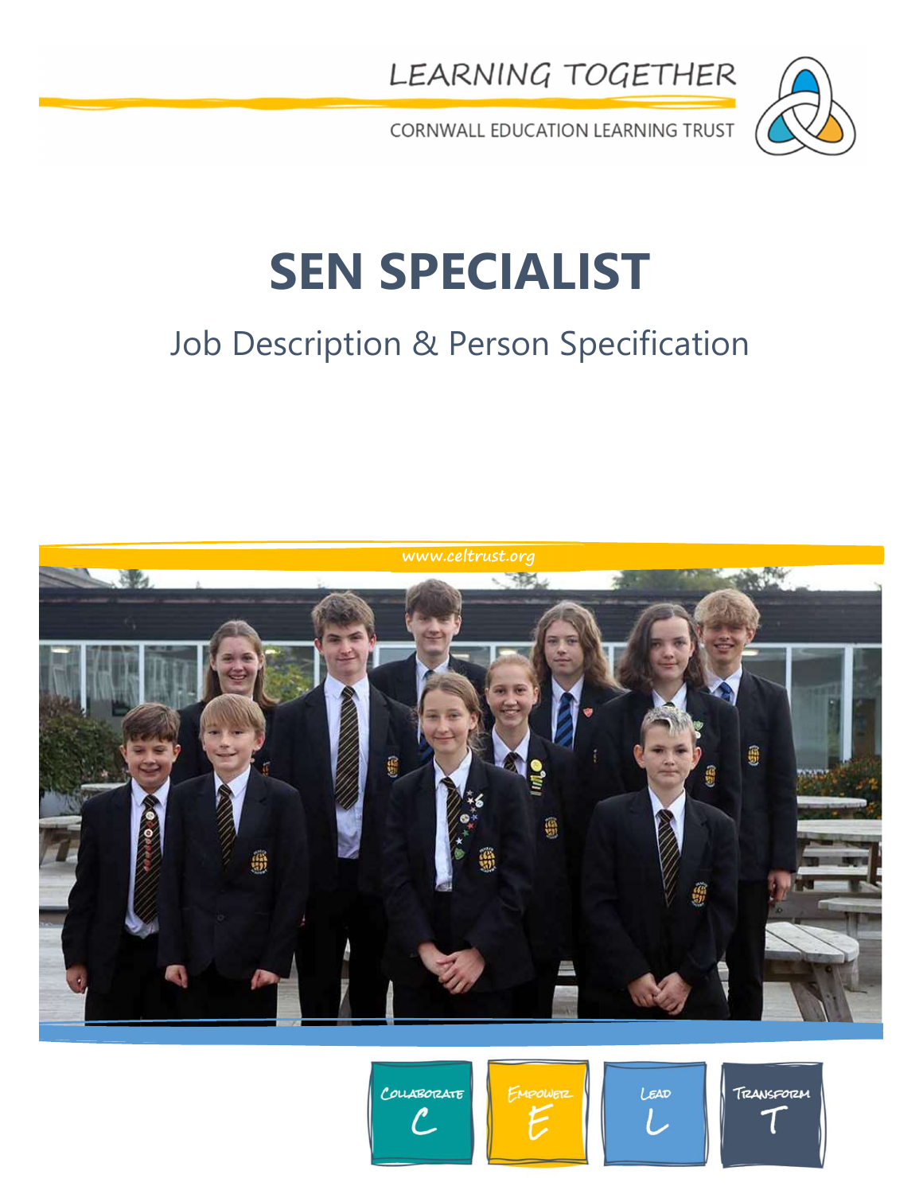LEARNING TOGETHER

CORNWALL EDUCATION LEARNING TRUST

# SEN SPECIALIST

## Job Description & Person Specification

www.celtrust.org

Collaborate C | Empower E | Lead L | Transform T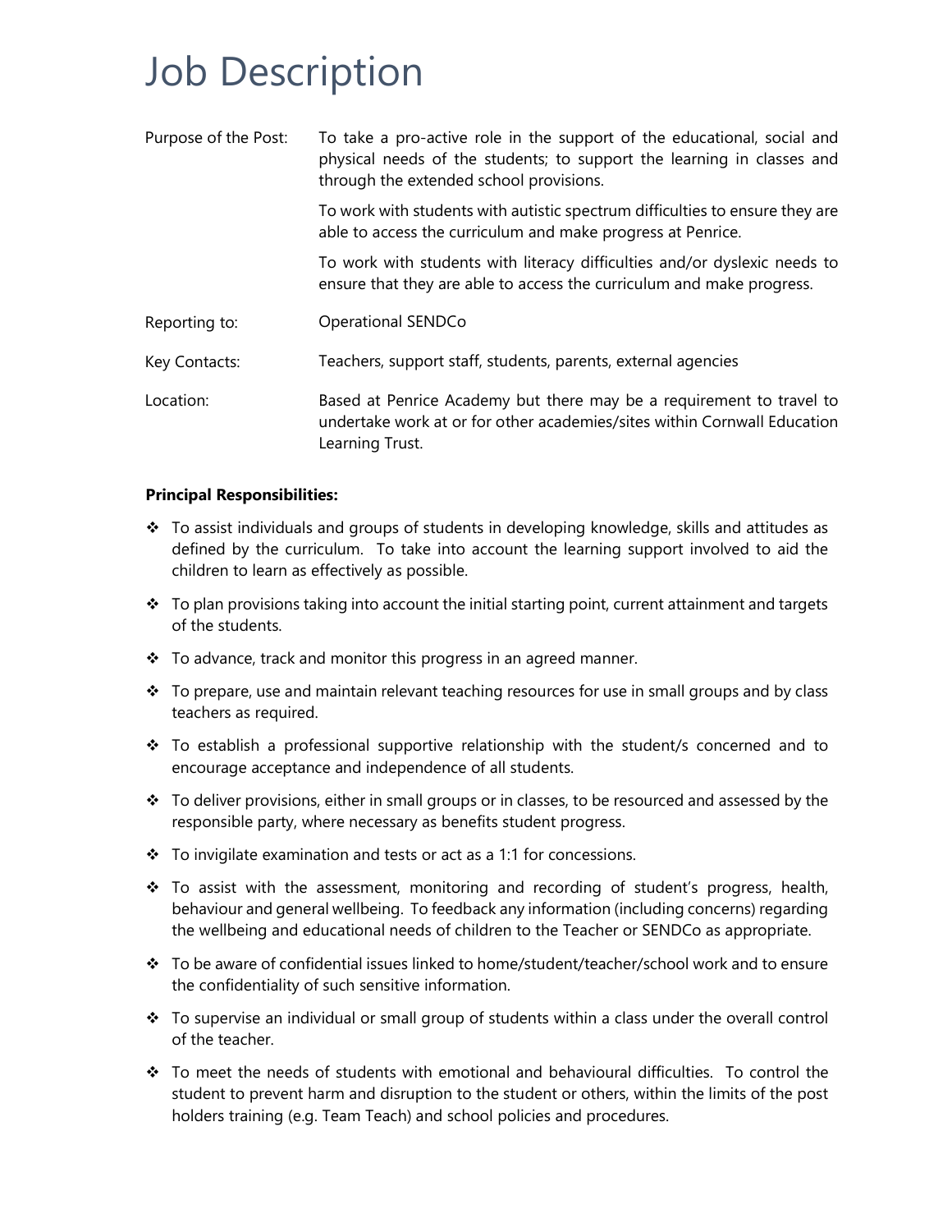# Job Description

| | |
|---|---|
| Purpose of the Post: | To take a pro-active role in the support of the educational, social and physical needs of the students; to support the learning in classes and through the extended school provisions.<br><br>To work with students with autistic spectrum difficulties to ensure they are able to access the curriculum and make progress at Penrice.<br><br>To work with students with literacy difficulties and/or dyslexic needs to ensure that they are able to access the curriculum and make progress. |
| Reporting to: | Operational SENDCo |
| Key Contacts: | Teachers, support staff, students, parents, external agencies |
| Location: | Based at Penrice Academy but there may be a requirement to travel to undertake work at or for other academies/sites within Cornwall Education Learning Trust. |

**Principal Responsibilities:**

- To assist individuals and groups of students in developing knowledge, skills and attitudes as defined by the curriculum. To take into account the learning support involved to aid the children to learn as effectively as possible.
- To plan provisions taking into account the initial starting point, current attainment and targets of the students.
- To advance, track and monitor this progress in an agreed manner.
- To prepare, use and maintain relevant teaching resources for use in small groups and by class teachers as required.
- To establish a professional supportive relationship with the student/s concerned and to encourage acceptance and independence of all students.
- To deliver provisions, either in small groups or in classes, to be resourced and assessed by the responsible party, where necessary as benefits student progress.
- To invigilate examination and tests or act as a 1:1 for concessions.
- To assist with the assessment, monitoring and recording of student's progress, health, behaviour and general wellbeing. To feedback any information (including concerns) regarding the wellbeing and educational needs of children to the Teacher or SENDCo as appropriate.
- To be aware of confidential issues linked to home/student/teacher/school work and to ensure the confidentiality of such sensitive information.
- To supervise an individual or small group of students within a class under the overall control of the teacher.
- To meet the needs of students with emotional and behavioural difficulties. To control the student to prevent harm and disruption to the student or others, within the limits of the post holders training (e.g. Team Teach) and school policies and procedures.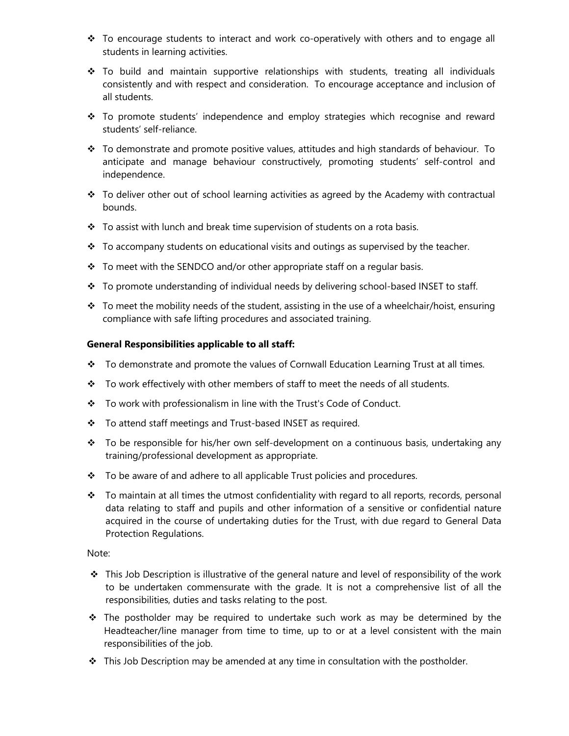- To encourage students to interact and work co-operatively with others and to engage all students in learning activities.
- To build and maintain supportive relationships with students, treating all individuals consistently and with respect and consideration. To encourage acceptance and inclusion of all students.
- To promote students' independence and employ strategies which recognise and reward students' self-reliance.
- To demonstrate and promote positive values, attitudes and high standards of behaviour. To anticipate and manage behaviour constructively, promoting students' self-control and independence.
- To deliver other out of school learning activities as agreed by the Academy with contractual bounds.
- To assist with lunch and break time supervision of students on a rota basis.
- To accompany students on educational visits and outings as supervised by the teacher.
- To meet with the SENDCO and/or other appropriate staff on a regular basis.
- To promote understanding of individual needs by delivering school-based INSET to staff.
- To meet the mobility needs of the student, assisting in the use of a wheelchair/hoist, ensuring compliance with safe lifting procedures and associated training.

**General Responsibilities applicable to all staff:**

- To demonstrate and promote the values of Cornwall Education Learning Trust at all times.
- To work effectively with other members of staff to meet the needs of all students.
- To work with professionalism in line with the Trust's Code of Conduct.
- To attend staff meetings and Trust-based INSET as required.
- To be responsible for his/her own self-development on a continuous basis, undertaking any training/professional development as appropriate.
- To be aware of and adhere to all applicable Trust policies and procedures.
- To maintain at all times the utmost confidentiality with regard to all reports, records, personal data relating to staff and pupils and other information of a sensitive or confidential nature acquired in the course of undertaking duties for the Trust, with due regard to General Data Protection Regulations.

Note:

- This Job Description is illustrative of the general nature and level of responsibility of the work to be undertaken commensurate with the grade. It is not a comprehensive list of all the responsibilities, duties and tasks relating to the post.
- The postholder may be required to undertake such work as may be determined by the Headteacher/line manager from time to time, up to or at a level consistent with the main responsibilities of the job.
- This Job Description may be amended at any time in consultation with the postholder.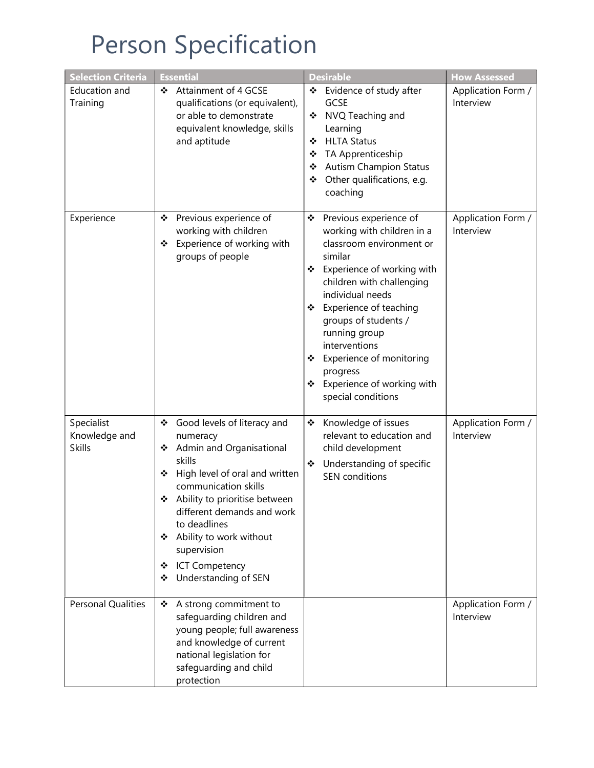# Person Specification

| Selection Criteria | Essential | Desirable | How Assessed |
|---|---|---|---|
| Education and Training | ❖ Attainment of 4 GCSE qualifications (or equivalent), or able to demonstrate equivalent knowledge, skills and aptitude | ❖ Evidence of study after GCSE<br>❖ NVQ Teaching and Learning<br>❖ HLTA Status<br>❖ TA Apprenticeship<br>❖ Autism Champion Status<br>❖ Other qualifications, e.g. coaching | Application Form / Interview |
| Experience | ❖ Previous experience of working with children<br>❖ Experience of working with groups of people | ❖ Previous experience of working with children in a classroom environment or similar<br>❖ Experience of working with children with challenging individual needs<br>❖ Experience of teaching groups of students / running group interventions<br>❖ Experience of monitoring progress<br>❖ Experience of working with special conditions | Application Form / Interview |
| Specialist Knowledge and Skills | ❖ Good levels of literacy and numeracy<br>❖ Admin and Organisational skills<br>❖ High level of oral and written communication skills<br>❖ Ability to prioritise between different demands and work to deadlines<br>❖ Ability to work without supervision<br>❖ ICT Competency<br>❖ Understanding of SEN | ❖ Knowledge of issues relevant to education and child development<br>❖ Understanding of specific SEN conditions | Application Form / Interview |
| Personal Qualities | ❖ A strong commitment to safeguarding children and young people; full awareness and knowledge of current national legislation for safeguarding and child protection | | Application Form / Interview |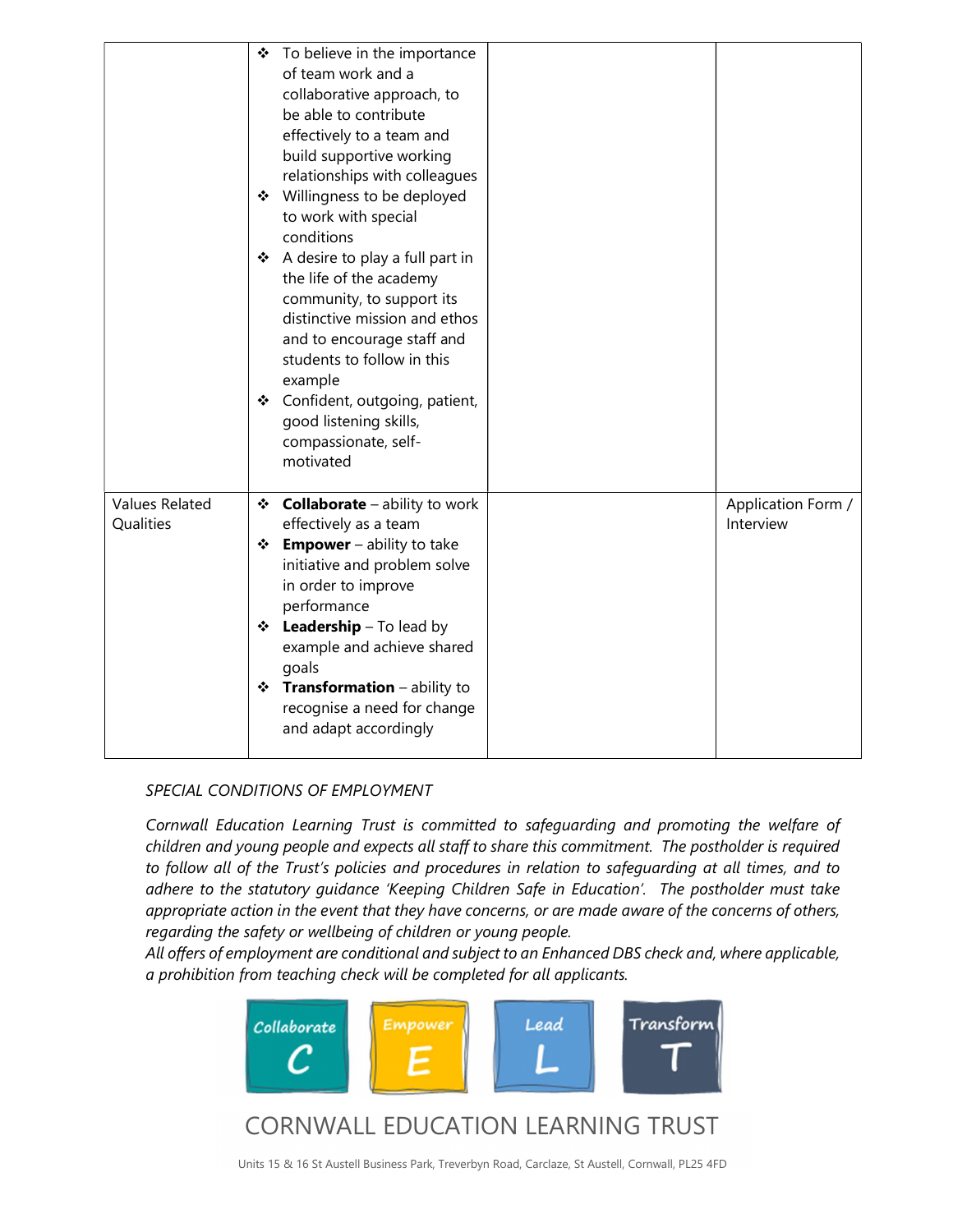| | | | |
|---|---|---|---|
| | ❖ To believe in the importance of team work and a collaborative approach, to be able to contribute effectively to a team and build supportive working relationships with colleagues<br>❖ Willingness to be deployed to work with special conditions<br>❖ A desire to play a full part in the life of the academy community, to support its distinctive mission and ethos and to encourage staff and students to follow in this example<br>❖ Confident, outgoing, patient, good listening skills, compassionate, self-motivated | | |
| Values Related Qualities | ❖ **Collaborate** – ability to work effectively as a team<br>❖ **Empower** – ability to take initiative and problem solve in order to improve performance<br>❖ **Leadership** – To lead by example and achieve shared goals<br>❖ **Transformation** – ability to recognise a need for change and adapt accordingly | | Application Form / Interview |

*SPECIAL CONDITIONS OF EMPLOYMENT*

*Cornwall Education Learning Trust is committed to safeguarding and promoting the welfare of children and young people and expects all staff to share this commitment. The postholder is required to follow all of the Trust's policies and procedures in relation to safeguarding at all times, and to adhere to the statutory guidance 'Keeping Children Safe in Education'. The postholder must take appropriate action in the event that they have concerns, or are made aware of the concerns of others, regarding the safety or wellbeing of children or young people.*
*All offers of employment are conditional and subject to an Enhanced DBS check and, where applicable, a prohibition from teaching check will be completed for all applicants.*

Collaborate C | Empower E | Lead L | Transform T

CORNWALL EDUCATION LEARNING TRUST

Units 15 & 16 St Austell Business Park, Treverbyn Road, Carclaze, St Austell, Cornwall, PL25 4FD